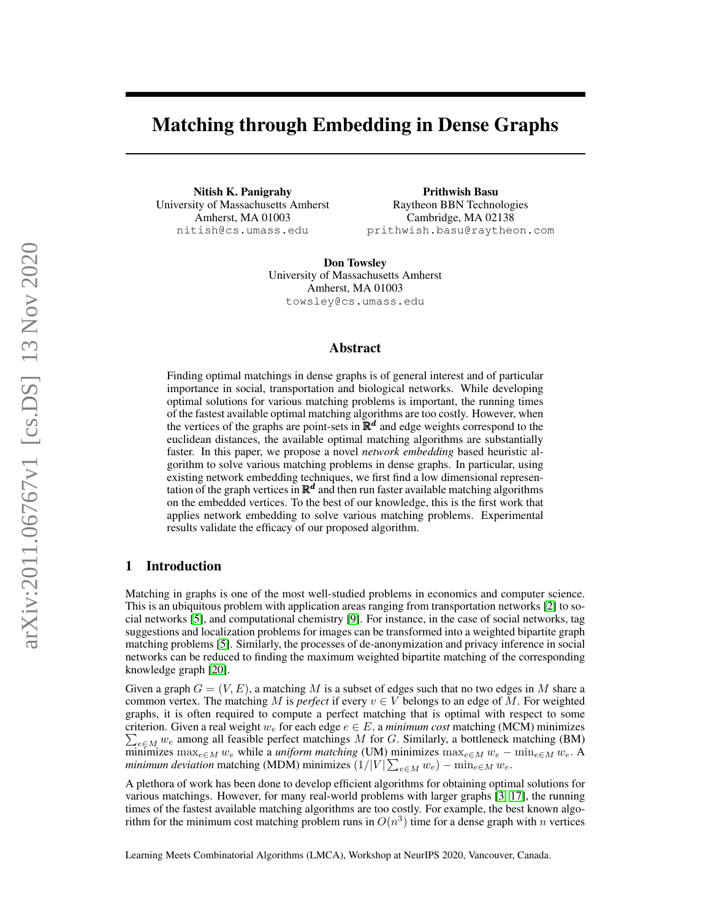# Matching through Embedding in Dense Graphs

**Nitish K. Panigrahy**
University of Massachusetts Amherst
Amherst, MA 01003
nitish@cs.umass.edu

**Prithwish Basu**
Raytheon BBN Technologies
Cambridge, MA 02138
prithwish.basu@raytheon.com

**Don Towsley**
University of Massachusetts Amherst
Amherst, MA 01003
towsley@cs.umass.edu

## Abstract

Finding optimal matchings in dense graphs is of general interest and of particular importance in social, transportation and biological networks. While developing optimal solutions for various matching problems is important, the running times of the fastest available optimal matching algorithms are too costly. However, when the vertices of the graphs are point-sets in $\mathbb{R}^d$ and edge weights correspond to the euclidean distances, the available optimal matching algorithms are substantially faster. In this paper, we propose a novel *network embedding* based heuristic algorithm to solve various matching problems in dense graphs. In particular, using existing network embedding techniques, we first find a low dimensional representation of the graph vertices in $\mathbb{R}^d$ and then run faster available matching algorithms on the embedded vertices. To the best of our knowledge, this is the first work that applies network embedding to solve various matching problems. Experimental results validate the efficacy of our proposed algorithm.

## 1 Introduction

Matching in graphs is one of the most well-studied problems in economics and computer science. This is an ubiquitous problem with application areas ranging from transportation networks [2] to social networks [5], and computational chemistry [9]. For instance, in the case of social networks, tag suggestions and localization problems for images can be transformed into a weighted bipartite graph matching problems [5]. Similarly, the processes of de-anonymization and privacy inference in social networks can be reduced to finding the maximum weighted bipartite matching of the corresponding knowledge graph [20].

Given a graph $G = (V, E)$, a matching $M$ is a subset of edges such that no two edges in $M$ share a common vertex. The matching $M$ is *perfect* if every $v \in V$ belongs to an edge of $M$. For weighted graphs, it is often required to compute a perfect matching that is optimal with respect to some criterion. Given a real weight $w_e$ for each edge $e \in E$, a *minimum cost* matching (MCM) minimizes $\sum_{e \in M} w_e$ among all feasible perfect matchings $M$ for $G$. Similarly, a bottleneck matching (BM) minimizes $\max_{e \in M} w_e$ while a *uniform matching* (UM) minimizes $\max_{e \in M} w_e - \min_{e \in M} w_e$. A *minimum deviation* matching (MDM) minimizes $(1/|V| \sum_{e \in M} w_e) - \min_{e \in M} w_e$.

A plethora of work has been done to develop efficient algorithms for obtaining optimal solutions for various matchings. However, for many real-world problems with larger graphs [3, 17], the running times of the fastest available optimal matching algorithms are too costly. For example, the best known algorithm for the minimum cost matching problem runs in $O(n^3)$ time for a dense graph with $n$ vertices

Learning Meets Combinatorial Algorithms (LMCA), Workshop at NeurIPS 2020, Vancouver, Canada.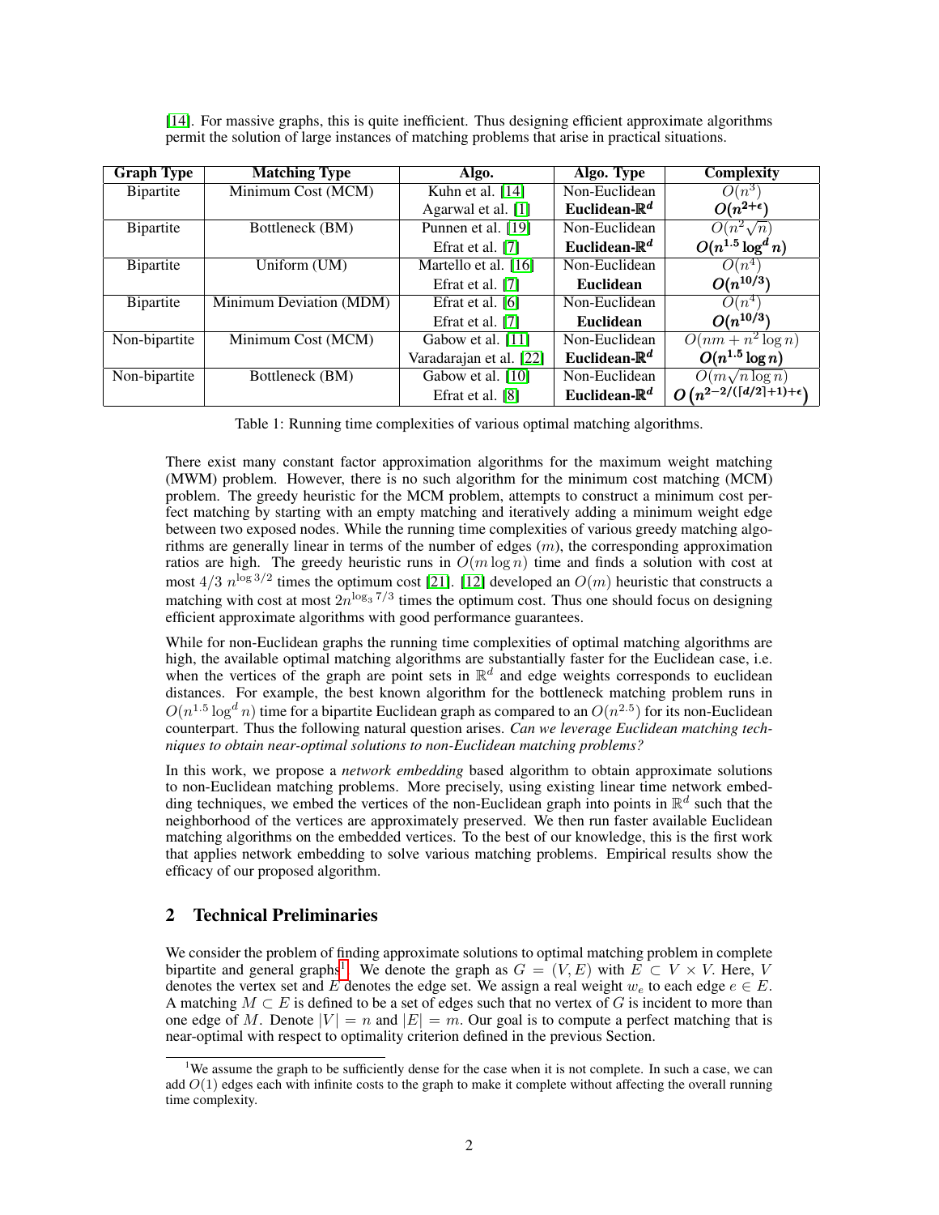[14]. For massive graphs, this is quite inefficient. Thus designing efficient approximate algorithms permit the solution of large instances of matching problems that arise in practical situations.

| Graph Type | Matching Type | Algo. | Algo. Type | Complexity |
|---|---|---|---|---|
| Bipartite | Minimum Cost (MCM) | Kuhn et al. [14] | Non-Euclidean | $O(n^3)$ |
| | | Agarwal et al. [1] | **Euclidean-$\mathbb{R}^d$** | $\boldsymbol{O(n^{2+\epsilon})}$ |
| Bipartite | Bottleneck (BM) | Punnen et al. [19] | Non-Euclidean | $O(n^2\sqrt{n})$ |
| | | Efrat et al. [7] | **Euclidean-$\mathbb{R}^d$** | $\boldsymbol{O(n^{1.5}\log^d n)}$ |
| Bipartite | Uniform (UM) | Martello et al. [16] | Non-Euclidean | $O(n^4)$ |
| | | Efrat et al. [7] | **Euclidean** | $\boldsymbol{O(n^{10/3})}$ |
| Bipartite | Minimum Deviation (MDM) | Efrat et al. [6] | Non-Euclidean | $O(n^4)$ |
| | | Efrat et al. [7] | **Euclidean** | $\boldsymbol{O(n^{10/3})}$ |
| Non-bipartite | Minimum Cost (MCM) | Gabow et al. [11] | Non-Euclidean | $O(nm + n^2\log n)$ |
| | | Varadarajan et al. [22] | **Euclidean-$\mathbb{R}^d$** | $\boldsymbol{O(n^{1.5}\log n)}$ |
| Non-bipartite | Bottleneck (BM) | Gabow et al. [10] | Non-Euclidean | $O(m\sqrt{n\log n})$ |
| | | Efrat et al. [8] | **Euclidean-$\mathbb{R}^d$** | $\boldsymbol{O\left(n^{2-2/(\lceil d/2\rceil+1)+\epsilon}\right)}$ |

Table 1: Running time complexities of various optimal matching algorithms.

There exist many constant factor approximation algorithms for the maximum weight matching (MWM) problem. However, there is no such algorithm for the minimum cost matching (MCM) problem. The greedy heuristic for the MCM problem, attempts to construct a minimum cost perfect matching by starting with an empty matching and iteratively adding a minimum weight edge between two exposed nodes. While the running time complexities of various greedy matching algorithms are generally linear in terms of the number of edges ($m$), the corresponding approximation ratios are high. The greedy heuristic runs in $O(m\log n)$ time and finds a solution with cost at most $4/3\ n^{\log 3/2}$ times the optimum cost [21]. [12] developed an $O(m)$ heuristic that constructs a matching with cost at most $2n^{\log_3 7/3}$ times the optimum cost. Thus one should focus on designing efficient approximate algorithms with good performance guarantees.

While for non-Euclidean graphs the running time complexities of optimal matching algorithms are high, the available optimal matching algorithms are substantially faster for the Euclidean case, i.e. when the vertices of the graph are point sets in $\mathbb{R}^d$ and edge weights corresponds to euclidean distances. For example, the best known algorithm for the bottleneck matching problem runs in $O(n^{1.5}\log^d n)$ time for a bipartite Euclidean graph as compared to an $O(n^{2.5})$ for its non-Euclidean counterpart. Thus the following natural question arises. *Can we leverage Euclidean matching techniques to obtain near-optimal solutions to non-Euclidean matching problems?*

In this work, we propose a *network embedding* based algorithm to obtain approximate solutions to non-Euclidean matching problems. More precisely, using existing linear time network embedding techniques, we embed the vertices of the non-Euclidean graph into points in $\mathbb{R}^d$ such that the neighborhood of the vertices are approximately preserved. We then run faster available Euclidean matching algorithms on the embedded vertices. To the best of our knowledge, this is the first work that applies network embedding to solve various matching problems. Empirical results show the efficacy of our proposed algorithm.

## 2 Technical Preliminaries

We consider the problem of finding approximate solutions to optimal matching problem in complete bipartite and general graphs[1]. We denote the graph as $G = (V, E)$ with $E \subset V \times V$. Here, $V$ denotes the vertex set and $E$ denotes the edge set. We assign a real weight $w_e$ to each edge $e \in E$. A matching $M \subset E$ is defined to be a set of edges such that no vertex of $G$ is incident to more than one edge of $M$. Denote $|V| = n$ and $|E| = m$. Our goal is to compute a perfect matching that is near-optimal with respect to optimality criterion defined in the previous Section.

[1]We assume the graph to be sufficiently dense for the case when it is not complete. In such a case, we can add $O(1)$ edges each with infinite costs to the graph to make it complete without affecting the overall running time complexity.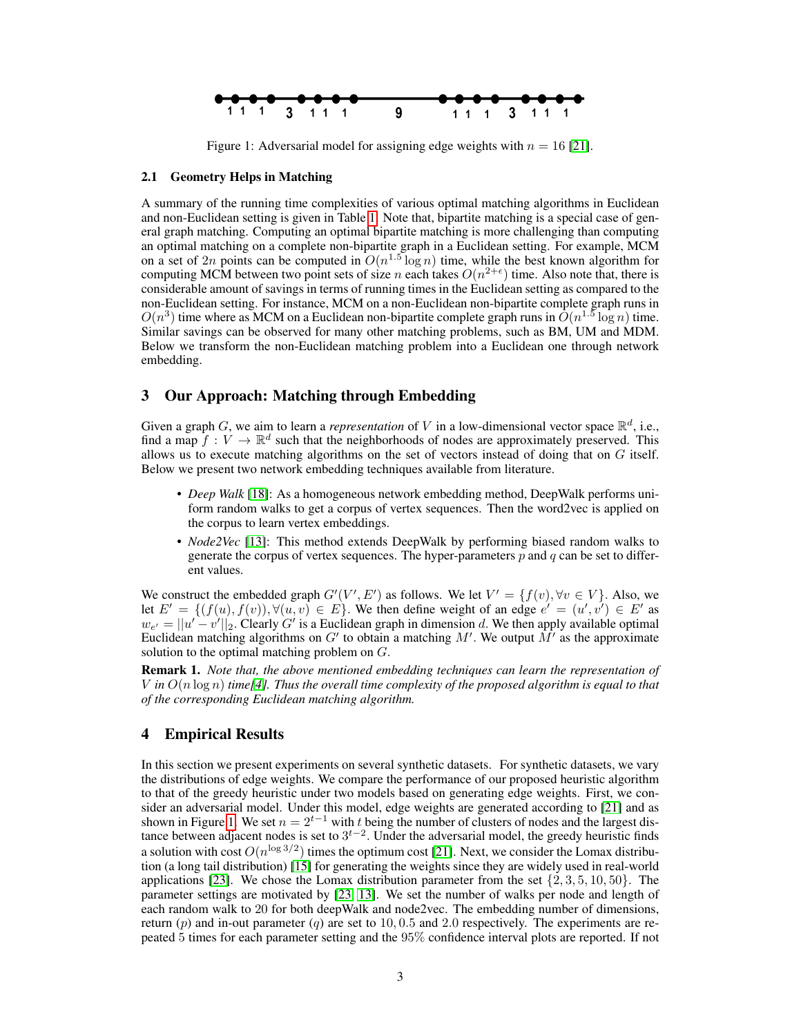Figure 1: Adversarial model for assigning edge weights with $n = 16$ [21].

### 2.1 Geometry Helps in Matching

A summary of the running time complexities of various optimal matching algorithms in Euclidean and non-Euclidean setting is given in Table 1. Note that, bipartite matching is a special case of general graph matching. Computing an optimal bipartite matching is more challenging than computing an optimal matching on a complete non-bipartite graph in a Euclidean setting. For example, MCM on a set of $2n$ points can be computed in $O(n^{1.5} \log n)$ time, while the best known algorithm for computing MCM between two point sets of size $n$ each takes $O(n^{2+\epsilon})$ time. Also note that, there is considerable amount of savings in terms of running times in the Euclidean setting as compared to the non-Euclidean setting. For instance, MCM on a non-Euclidean non-bipartite complete graph runs in $O(n^3)$ time where as MCM on a Euclidean non-bipartite complete graph runs in $O(n^{1.5} \log n)$ time. Similar savings can be observed for many other matching problems, such as BM, UM and MDM. Below we transform the non-Euclidean matching problem into a Euclidean one through network embedding.

## 3 Our Approach: Matching through Embedding

Given a graph $G$, we aim to learn a *representation* of $V$ in a low-dimensional vector space $\mathbb{R}^d$, i.e., find a map $f : V \rightarrow \mathbb{R}^d$ such that the neighborhoods of nodes are approximately preserved. This allows us to execute matching algorithms on the set of vectors instead of doing that on $G$ itself. Below we present two network embedding techniques available from literature.

- *Deep Walk* [18]: As a homogeneous network embedding method, DeepWalk performs uniform random walks to get a corpus of vertex sequences. Then the word2vec is applied on the corpus to learn vertex embeddings.
- *Node2Vec* [13]: This method extends DeepWalk by performing biased random walks to generate the corpus of vertex sequences. The hyper-parameters $p$ and $q$ can be set to different values.

We construct the embedded graph $G'(V', E')$ as follows. We let $V' = \{f(v), \forall v \in V\}$. Also, we let $E' = \{(f(u), f(v)), \forall (u, v) \in E\}$. We then define weight of an edge $e' = (u', v') \in E'$ as $w_{e'} = ||u' - v'||_2$. Clearly $G'$ is a Euclidean graph in dimension $d$. We then apply available optimal Euclidean matching algorithms on $G'$ to obtain a matching $M'$. We output $M'$ as the approximate solution to the optimal matching problem on $G$.

**Remark 1.** *Note that, the above mentioned embedding techniques can learn the representation of $V$ in $O(n \log n)$ time[4]. Thus the overall time complexity of the proposed algorithm is equal to that of the corresponding Euclidean matching algorithm.*

## 4 Empirical Results

In this section we present experiments on several synthetic datasets. For synthetic datasets, we vary the distributions of edge weights. We compare the performance of our proposed heuristic algorithm to that of the greedy heuristic under two models based on generating edge weights. First, we consider an adversarial model. Under this model, edge weights are generated according to [21] and as shown in Figure 1. We set $n = 2^{t-1}$ with $t$ being the number of clusters of nodes and the largest distance between adjacent nodes is set to $3^{t-2}$. Under the adversarial model, the greedy heuristic finds a solution with cost $O(n^{\log 3/2})$ times the optimum cost [21]. Next, we consider the Lomax distribution (a long tail distribution) [15] for generating the weights since they are widely used in real-world applications [23]. We chose the Lomax distribution parameter from the set $\{2, 3, 5, 10, 50\}$. The parameter settings are motivated by [23, 13]. We set the number of walks per node and length of each random walk to 20 for both deepWalk and node2vec. The embedding number of dimensions, return ($p$) and in-out parameter ($q$) are set to 10, 0.5 and 2.0 respectively. The experiments are repeated 5 times for each parameter setting and the 95% confidence interval plots are reported. If not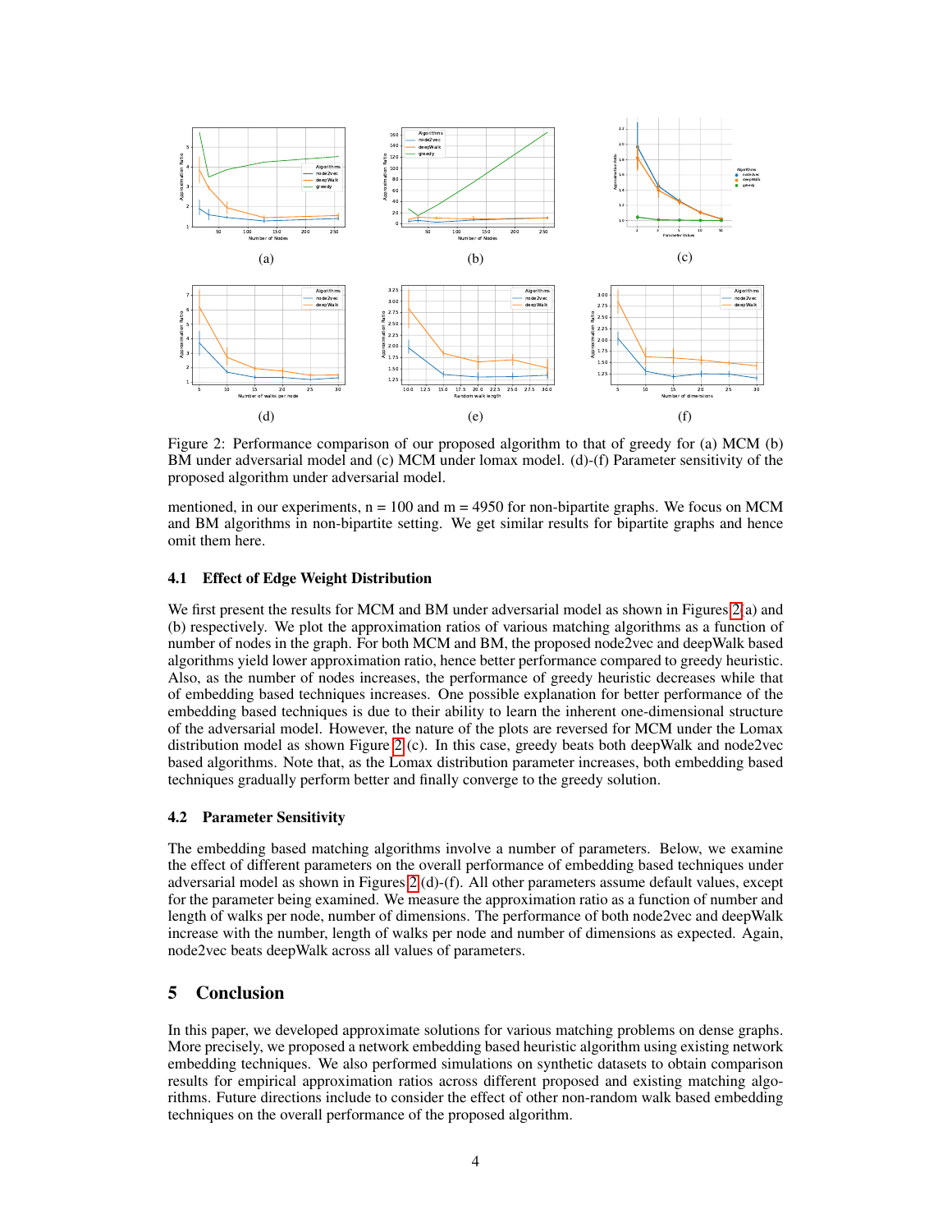Figure 2: Performance comparison of our proposed algorithm to that of greedy for (a) MCM (b) BM under adversarial model and (c) MCM under lomax model. (d)-(f) Parameter sensitivity of the proposed algorithm under adversarial model.

mentioned, in our experiments, n = 100 and m = 4950 for non-bipartite graphs. We focus on MCM and BM algorithms in non-bipartite setting. We get similar results for bipartite graphs and hence omit them here.

### 4.1 Effect of Edge Weight Distribution

We first present the results for MCM and BM under adversarial model as shown in Figures 2(a) and (b) respectively. We plot the approximation ratios of various matching algorithms as a function of number of nodes in the graph. For both MCM and BM, the proposed node2vec and deepWalk based algorithms yield lower approximation ratio, hence better performance compared to greedy heuristic. Also, as the number of nodes increases, the performance of greedy heuristic decreases while that of embedding based techniques increases. One possible explanation for better performance of the embedding based techniques is due to their ability to learn the inherent one-dimensional structure of the adversarial model. However, the nature of the plots are reversed for MCM under the Lomax distribution model as shown Figure 2(c). In this case, greedy beats both deepWalk and node2vec based algorithms. Note that, as the Lomax distribution parameter increases, both embedding based techniques gradually perform better and finally converge to the greedy solution.

### 4.2 Parameter Sensitivity

The embedding based matching algorithms involve a number of parameters. Below, we examine the effect of different parameters on the overall performance of embedding based techniques under adversarial model as shown in Figures 2(d)-(f). All other parameters assume default values, except for the parameter being examined. We measure the approximation ratio as a function of number and length of walks per node, number of dimensions. The performance of both node2vec and deepWalk increase with the number, length of walks per node and number of dimensions as expected. Again, node2vec beats deepWalk across all values of parameters.

## 5 Conclusion

In this paper, we developed approximate solutions for various matching problems on dense graphs. More precisely, we proposed a network embedding based heuristic algorithm using existing network embedding techniques. We also performed simulations on synthetic datasets to obtain comparison results for empirical approximation ratios across different proposed and existing matching algorithms. Future directions include to consider the effect of other non-random walk based embedding techniques on the overall performance of the proposed algorithm.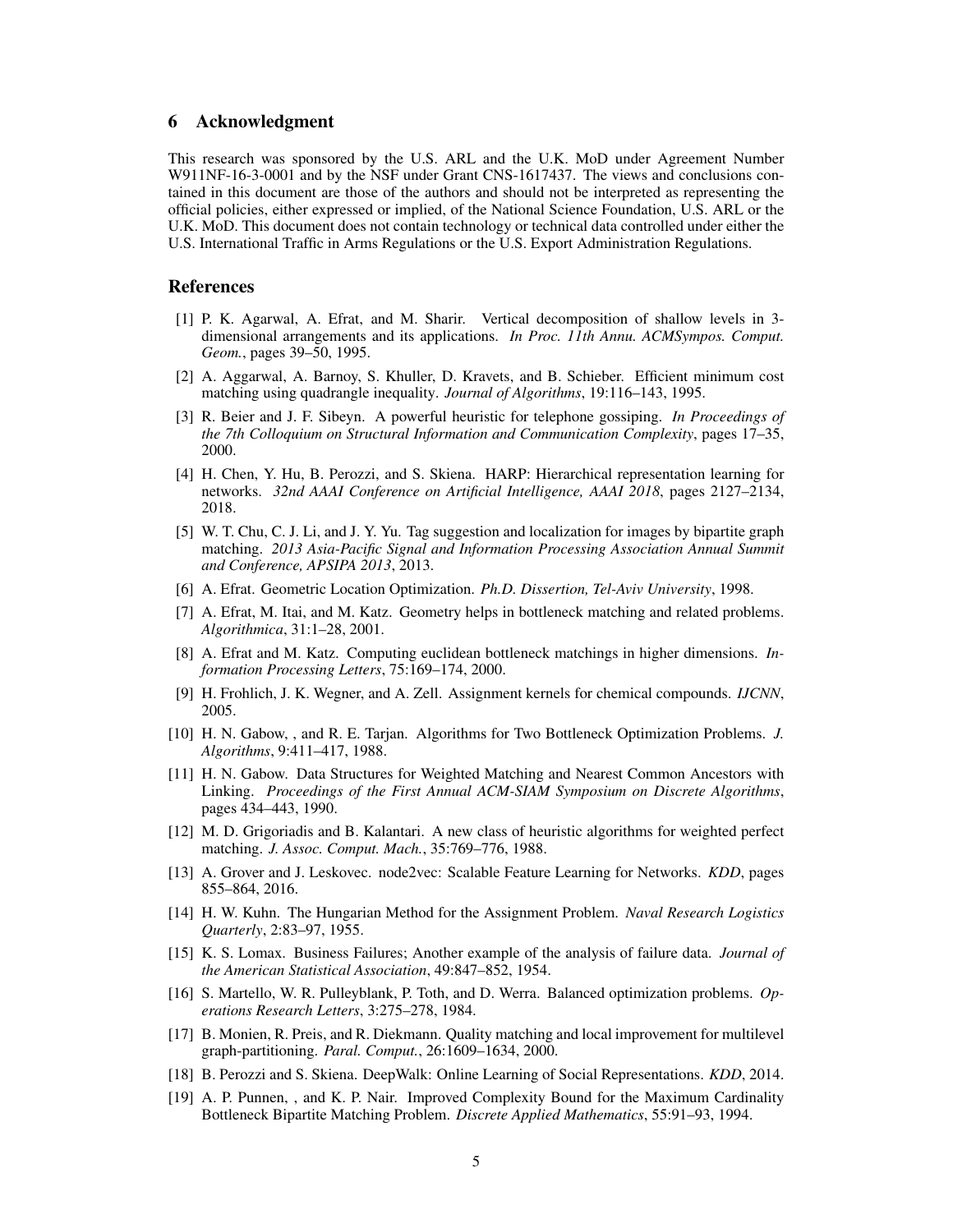## 6 Acknowledgment

This research was sponsored by the U.S. ARL and the U.K. MoD under Agreement Number W911NF-16-3-0001 and by the NSF under Grant CNS-1617437. The views and conclusions contained in this document are those of the authors and should not be interpreted as representing the official policies, either expressed or implied, of the National Science Foundation, U.S. ARL or the U.K. MoD. This document does not contain technology or technical data controlled under either the U.S. International Traffic in Arms Regulations or the U.S. Export Administration Regulations.

## References

[1] P. K. Agarwal, A. Efrat, and M. Sharir. Vertical decomposition of shallow levels in 3-dimensional arrangements and its applications. *In Proc. 11th Annu. ACMSympos. Comput. Geom.*, pages 39–50, 1995.

[2] A. Aggarwal, A. Barnoy, S. Khuller, D. Kravets, and B. Schieber. Efficient minimum cost matching using quadrangle inequality. *Journal of Algorithms*, 19:116–143, 1995.

[3] R. Beier and J. F. Sibeyn. A powerful heuristic for telephone gossiping. *In Proceedings of the 7th Colloquium on Structural Information and Communication Complexity*, pages 17–35, 2000.

[4] H. Chen, Y. Hu, B. Perozzi, and S. Skiena. HARP: Hierarchical representation learning for networks. *32nd AAAI Conference on Artificial Intelligence, AAAI 2018*, pages 2127–2134, 2018.

[5] W. T. Chu, C. J. Li, and J. Y. Yu. Tag suggestion and localization for images by bipartite graph matching. *2013 Asia-Pacific Signal and Information Processing Association Annual Summit and Conference, APSIPA 2013*, 2013.

[6] A. Efrat. Geometric Location Optimization. *Ph.D. Dissertion, Tel-Aviv University*, 1998.

[7] A. Efrat, M. Itai, and M. Katz. Geometry helps in bottleneck matching and related problems. *Algorithmica*, 31:1–28, 2001.

[8] A. Efrat and M. Katz. Computing euclidean bottleneck matchings in higher dimensions. *Information Processing Letters*, 75:169–174, 2000.

[9] H. Frohlich, J. K. Wegner, and A. Zell. Assignment kernels for chemical compounds. *IJCNN*, 2005.

[10] H. N. Gabow, , and R. E. Tarjan. Algorithms for Two Bottleneck Optimization Problems. *J. Algorithms*, 9:411–417, 1988.

[11] H. N. Gabow. Data Structures for Weighted Matching and Nearest Common Ancestors with Linking. *Proceedings of the First Annual ACM-SIAM Symposium on Discrete Algorithms*, pages 434–443, 1990.

[12] M. D. Grigoriadis and B. Kalantari. A new class of heuristic algorithms for weighted perfect matching. *J. Assoc. Comput. Mach.*, 35:769–776, 1988.

[13] A. Grover and J. Leskovec. node2vec: Scalable Feature Learning for Networks. *KDD*, pages 855–864, 2016.

[14] H. W. Kuhn. The Hungarian Method for the Assignment Problem. *Naval Research Logistics Quarterly*, 2:83–97, 1955.

[15] K. S. Lomax. Business Failures; Another example of the analysis of failure data. *Journal of the American Statistical Association*, 49:847–852, 1954.

[16] S. Martello, W. R. Pulleyblank, P. Toth, and D. Werra. Balanced optimization problems. *Operations Research Letters*, 3:275–278, 1984.

[17] B. Monien, R. Preis, and R. Diekmann. Quality matching and local improvement for multilevel graph-partitioning. *Paral. Comput.*, 26:1609–1634, 2000.

[18] B. Perozzi and S. Skiena. DeepWalk: Online Learning of Social Representations. *KDD*, 2014.

[19] A. P. Punnen, , and K. P. Nair. Improved Complexity Bound for the Maximum Cardinality Bottleneck Bipartite Matching Problem. *Discrete Applied Mathematics*, 55:91–93, 1994.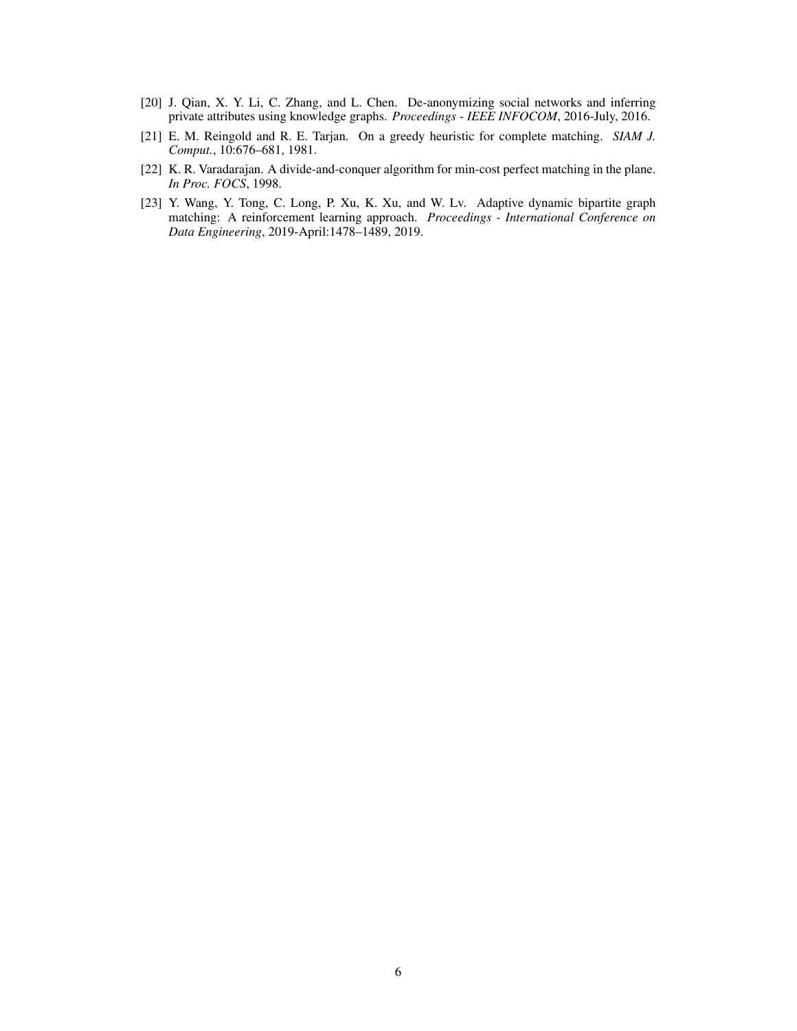[20] J. Qian, X. Y. Li, C. Zhang, and L. Chen. De-anonymizing social networks and inferring private attributes using knowledge graphs. *Proceedings - IEEE INFOCOM*, 2016-July, 2016.

[21] E. M. Reingold and R. E. Tarjan. On a greedy heuristic for complete matching. *SIAM J. Comput.*, 10:676–681, 1981.

[22] K. R. Varadarajan. A divide-and-conquer algorithm for min-cost perfect matching in the plane. *In Proc. FOCS*, 1998.

[23] Y. Wang, Y. Tong, C. Long, P. Xu, K. Xu, and W. Lv. Adaptive dynamic bipartite graph matching: A reinforcement learning approach. *Proceedings - International Conference on Data Engineering*, 2019-April:1478–1489, 2019.